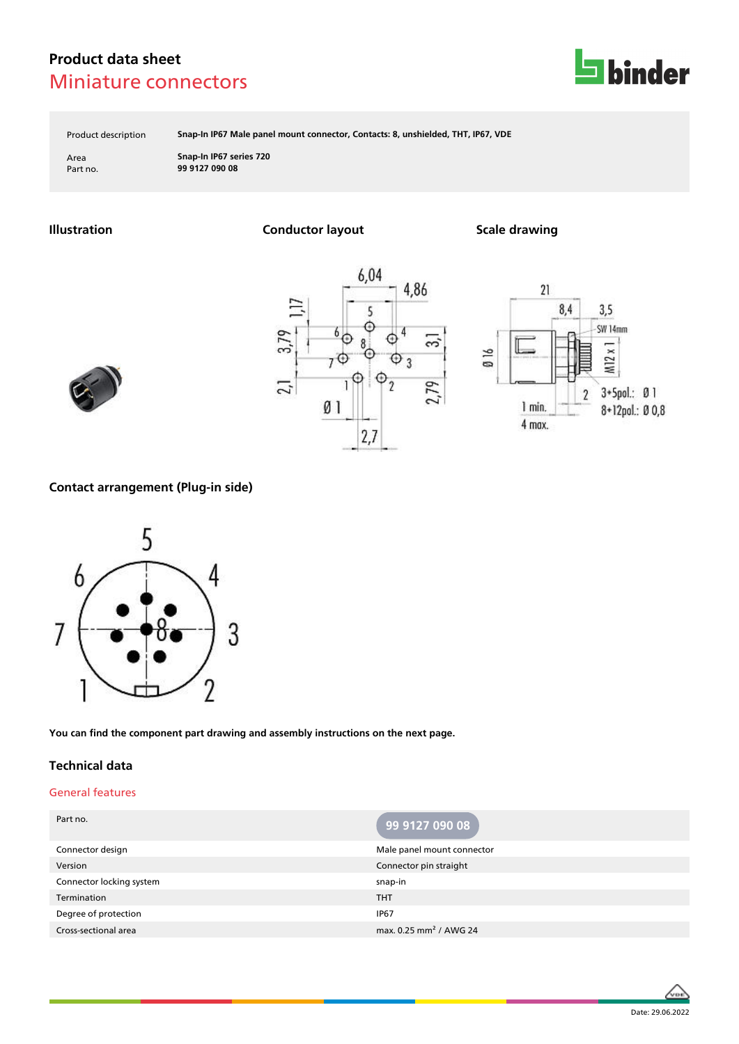# Product data sheet

## Miniature connectors

| | |
|---|---|
| Product description | **Snap-In IP67 Male panel mount connector, Contacts: 8, unshielded, THT, IP67, VDE** |
| Area | **Snap-In IP67 series 720** |
| Part no. | **99 9127 090 08** |

### Illustration

### Conductor layout

### Scale drawing

### Contact arrangement (Plug-in side)

**You can find the component part drawing and assembly instructions on the next page.**

## Technical data

### General features

| Part no. | 99 9127 090 08 |
|---|---|
| Connector design | Male panel mount connector |
| Version | Connector pin straight |
| Connector locking system | snap-in |
| Termination | THT |
| Degree of protection | IP67 |
| Cross-sectional area | max. 0.25 mm² / AWG 24 |

Date: 29.06.2022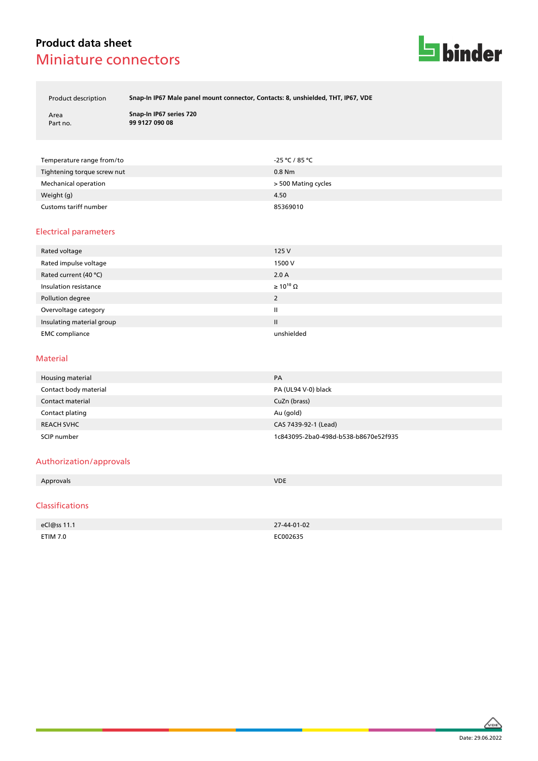# Product data sheet

## Miniature connectors

| | |
|---|---|
| Product description | **Snap-In IP67 Male panel mount connector, Contacts: 8, unshielded, THT, IP67, VDE** |
| Area | **Snap-In IP67 series 720** |
| Part no. | **99 9127 090 08** |

| | |
|---|---|
| Temperature range from/to | -25 °C / 85 °C |
| Tightening torque screw nut | 0.8 Nm |
| Mechanical operation | > 500 Mating cycles |
| Weight (g) | 4.50 |
| Customs tariff number | 85369010 |

## Electrical parameters

| | |
|---|---|
| Rated voltage | 125 V |
| Rated impulse voltage | 1500 V |
| Rated current (40 °C) | 2.0 A |
| Insulation resistance | ≥ $10^{10}$ Ω |
| Pollution degree | 2 |
| Overvoltage category | II |
| Insulating material group | II |
| EMC compliance | unshielded |

## Material

| | |
|---|---|
| Housing material | PA |
| Contact body material | PA (UL94 V-0) black |
| Contact material | CuZn (brass) |
| Contact plating | Au (gold) |
| REACH SVHC | CAS 7439-92-1 (Lead) |
| SCIP number | 1c843095-2ba0-498d-b538-b8670e52f935 |

## Authorization/approvals

| | |
|---|---|
| Approvals | VDE |

## Classifications

| | |
|---|---|
| eCl@ss 11.1 | 27-44-01-02 |
| ETIM 7.0 | EC002635 |

Date: 29.06.2022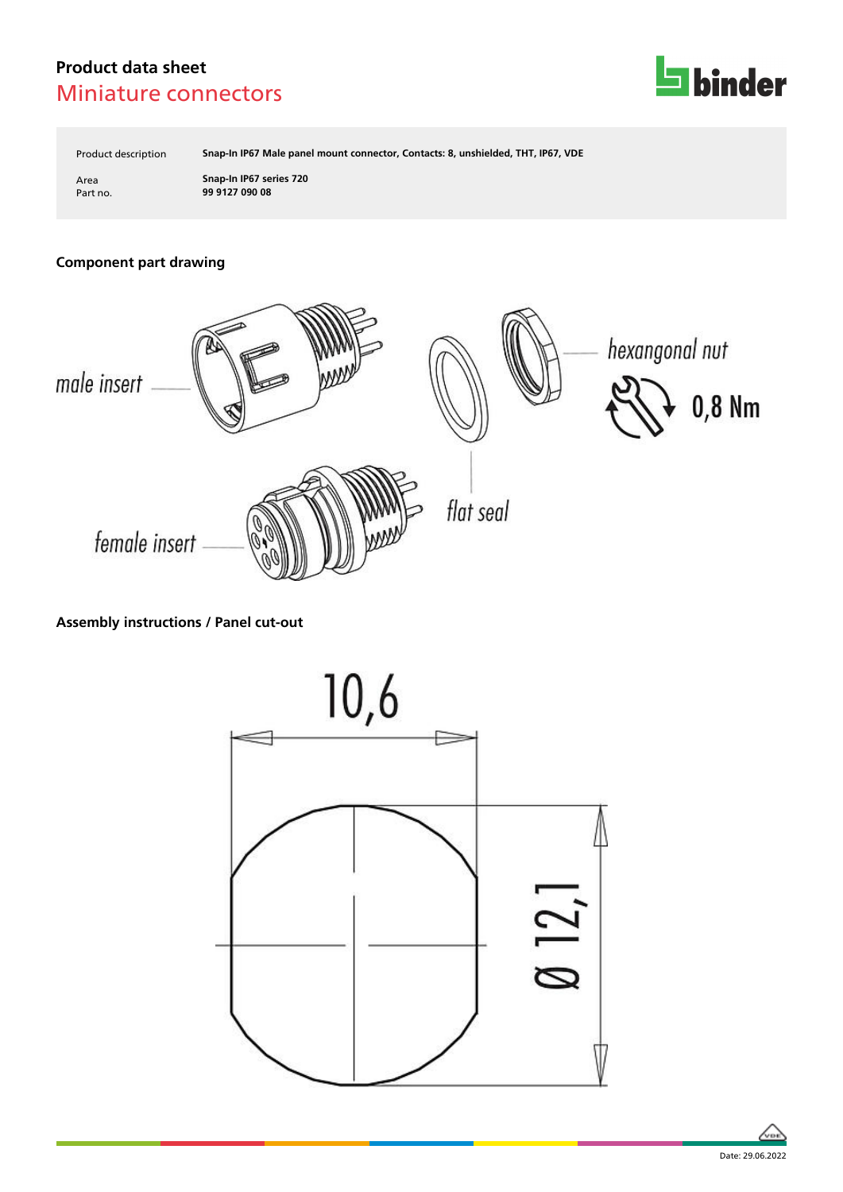## Product data sheet

## Miniature connectors

| | |
|---|---|
| Product description | **Snap-In IP67 Male panel mount connector, Contacts: 8, unshielded, THT, IP67, VDE** |
| Area | **Snap-In IP67 series 720** |
| Part no. | **99 9127 090 08** |

### Component part drawing

male insert

female insert

flat seal

hexangonal nut

0,8 Nm

### Assembly instructions / Panel cut-out

10,6

Ø 12,1

Date: 29.06.2022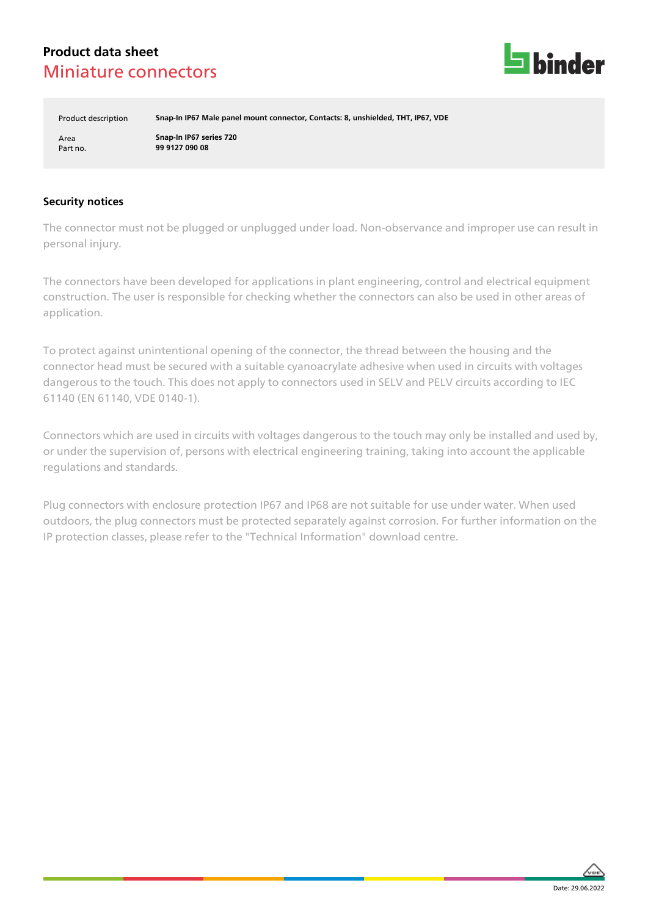# Product data sheet
## Miniature connectors

| | |
|---|---|
| Product description | **Snap-In IP67 Male panel mount connector, Contacts: 8, unshielded, THT, IP67, VDE** |
| Area | **Snap-In IP67 series 720** |
| Part no. | **99 9127 090 08** |

### Security notices

The connector must not be plugged or unplugged under load. Non-observance and improper use can result in personal injury.

The connectors have been developed for applications in plant engineering, control and electrical equipment construction. The user is responsible for checking whether the connectors can also be used in other areas of application.

To protect against unintentional opening of the connector, the thread between the housing and the connector head must be secured with a suitable cyanoacrylate adhesive when used in circuits with voltages dangerous to the touch. This does not apply to connectors used in SELV and PELV circuits according to IEC 61140 (EN 61140, VDE 0140-1).

Connectors which are used in circuits with voltages dangerous to the touch may only be installed and used by, or under the supervision of, persons with electrical engineering training, taking into account the applicable regulations and standards.

Plug connectors with enclosure protection IP67 and IP68 are not suitable for use under water. When used outdoors, the plug connectors must be protected separately against corrosion. For further information on the IP protection classes, please refer to the "Technical Information" download centre.

Date: 29.06.2022